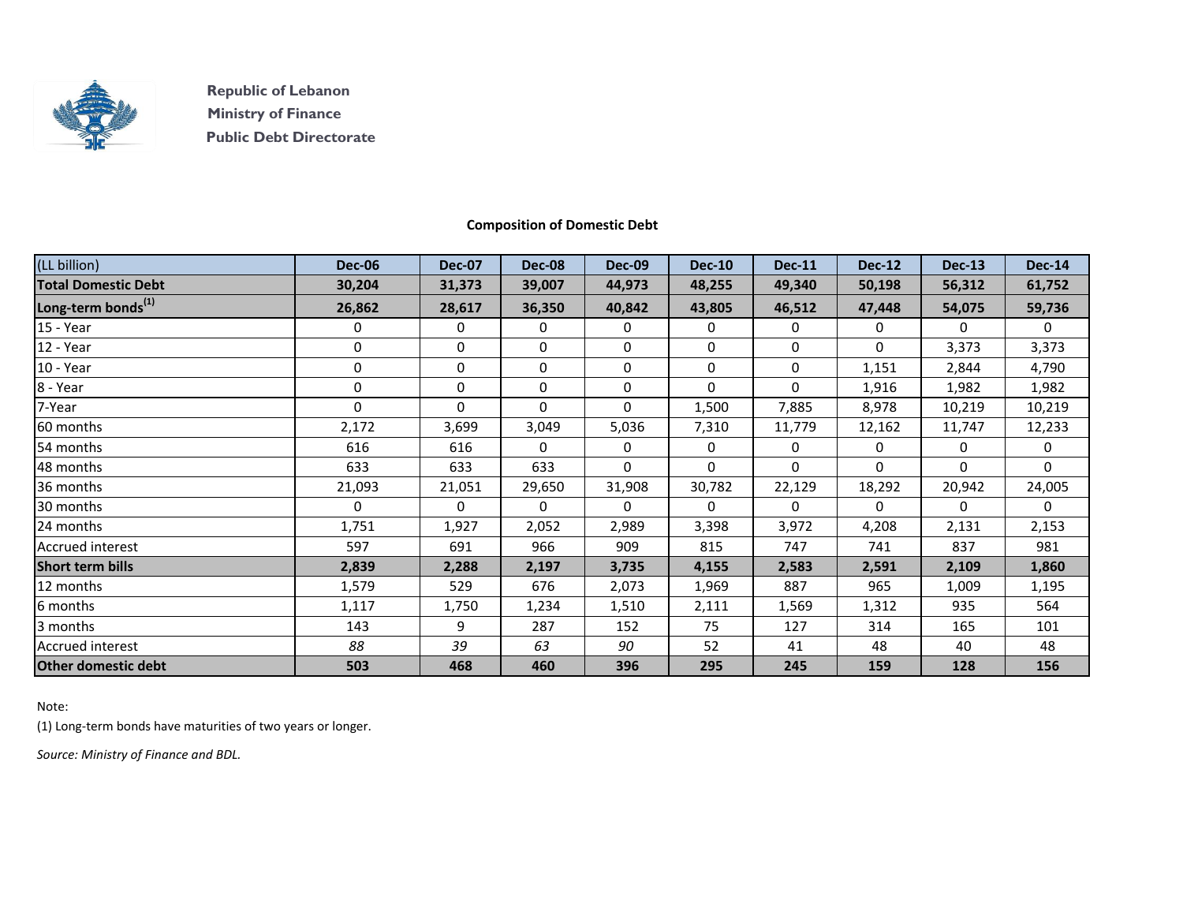Republic of Lebanon

Ministry of Finance

Public Debt Directorate

## Composition of Domestic Debt

| (LL billion) | Dec-06 | Dec-07 | Dec-08 | Dec-09 | Dec-10 | Dec-11 | Dec-12 | Dec-13 | Dec-14 |
|---|---|---|---|---|---|---|---|---|---|
| **Total Domestic Debt** | **30,204** | **31,373** | **39,007** | **44,973** | **48,255** | **49,340** | **50,198** | **56,312** | **61,752** |
| **Long-term bonds[1]** | **26,862** | **28,617** | **36,350** | **40,842** | **43,805** | **46,512** | **47,448** | **54,075** | **59,736** |
| 15 - Year | 0 | 0 | 0 | 0 | 0 | 0 | 0 | 0 | 0 |
| 12 - Year | 0 | 0 | 0 | 0 | 0 | 0 | 0 | 3,373 | 3,373 |
| 10 - Year | 0 | 0 | 0 | 0 | 0 | 0 | 1,151 | 2,844 | 4,790 |
| 8 - Year | 0 | 0 | 0 | 0 | 0 | 0 | 1,916 | 1,982 | 1,982 |
| 7-Year | 0 | 0 | 0 | 0 | 1,500 | 7,885 | 8,978 | 10,219 | 10,219 |
| 60 months | 2,172 | 3,699 | 3,049 | 5,036 | 7,310 | 11,779 | 12,162 | 11,747 | 12,233 |
| 54 months | 616 | 616 | 0 | 0 | 0 | 0 | 0 | 0 | 0 |
| 48 months | 633 | 633 | 633 | 0 | 0 | 0 | 0 | 0 | 0 |
| 36 months | 21,093 | 21,051 | 29,650 | 31,908 | 30,782 | 22,129 | 18,292 | 20,942 | 24,005 |
| 30 months | 0 | 0 | 0 | 0 | 0 | 0 | 0 | 0 | 0 |
| 24 months | 1,751 | 1,927 | 2,052 | 2,989 | 3,398 | 3,972 | 4,208 | 2,131 | 2,153 |
| Accrued interest | 597 | 691 | 966 | 909 | 815 | 747 | 741 | 837 | 981 |
| **Short term bills** | **2,839** | **2,288** | **2,197** | **3,735** | **4,155** | **2,583** | **2,591** | **2,109** | **1,860** |
| 12 months | 1,579 | 529 | 676 | 2,073 | 1,969 | 887 | 965 | 1,009 | 1,195 |
| 6 months | 1,117 | 1,750 | 1,234 | 1,510 | 2,111 | 1,569 | 1,312 | 935 | 564 |
| 3 months | 143 | 9 | 287 | 152 | 75 | 127 | 314 | 165 | 101 |
| Accrued interest | *88* | *39* | *63* | *90* | 52 | 41 | 48 | 40 | 48 |
| **Other domestic debt** | **503** | **468** | **460** | **396** | **295** | **245** | **159** | **128** | **156** |

Note:

(1) Long-term bonds have maturities of two years or longer.

*Source: Ministry of Finance and BDL.*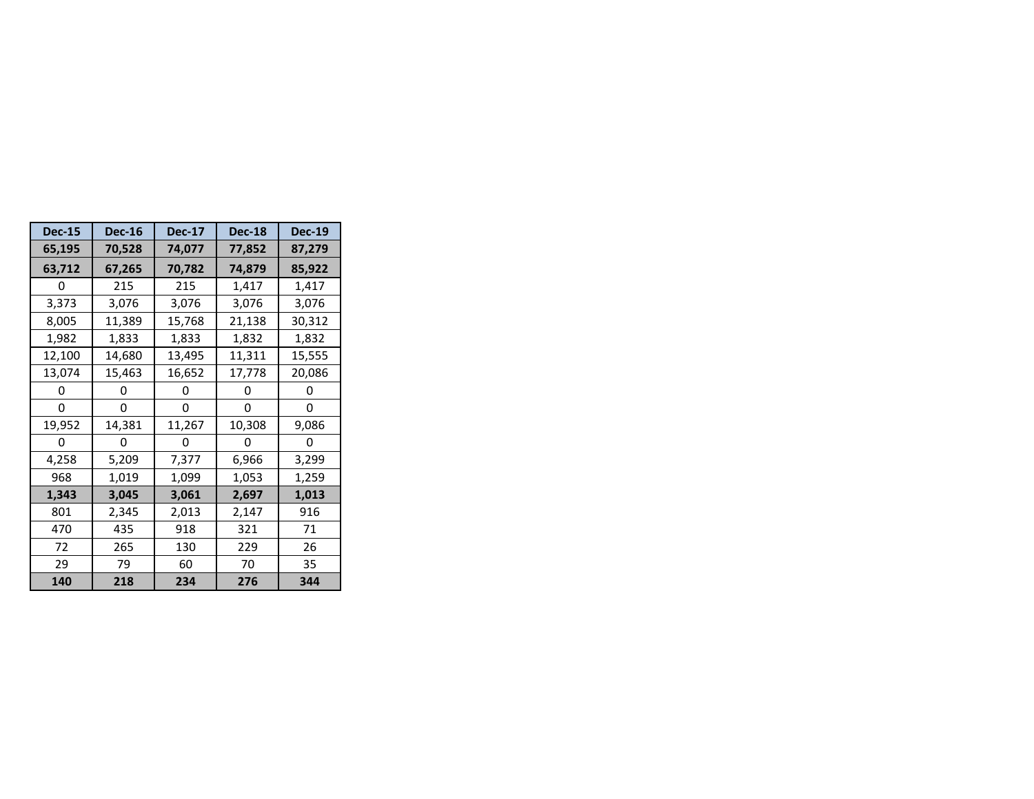| Dec-15 | Dec-16 | Dec-17 | Dec-18 | Dec-19 |
|---|---|---|---|---|
| **65,195** | **70,528** | **74,077** | **77,852** | **87,279** |
| **63,712** | **67,265** | **70,782** | **74,879** | **85,922** |
| 0 | 215 | 215 | 1,417 | 1,417 |
| 3,373 | 3,076 | 3,076 | 3,076 | 3,076 |
| 8,005 | 11,389 | 15,768 | 21,138 | 30,312 |
| 1,982 | 1,833 | 1,833 | 1,832 | 1,832 |
| 12,100 | 14,680 | 13,495 | 11,311 | 15,555 |
| 13,074 | 15,463 | 16,652 | 17,778 | 20,086 |
| 0 | 0 | 0 | 0 | 0 |
| 0 | 0 | 0 | 0 | 0 |
| 19,952 | 14,381 | 11,267 | 10,308 | 9,086 |
| 0 | 0 | 0 | 0 | 0 |
| 4,258 | 5,209 | 7,377 | 6,966 | 3,299 |
| 968 | 1,019 | 1,099 | 1,053 | 1,259 |
| **1,343** | **3,045** | **3,061** | **2,697** | **1,013** |
| 801 | 2,345 | 2,013 | 2,147 | 916 |
| 470 | 435 | 918 | 321 | 71 |
| 72 | 265 | 130 | 229 | 26 |
| 29 | 79 | 60 | 70 | 35 |
| **140** | **218** | **234** | **276** | **344** |